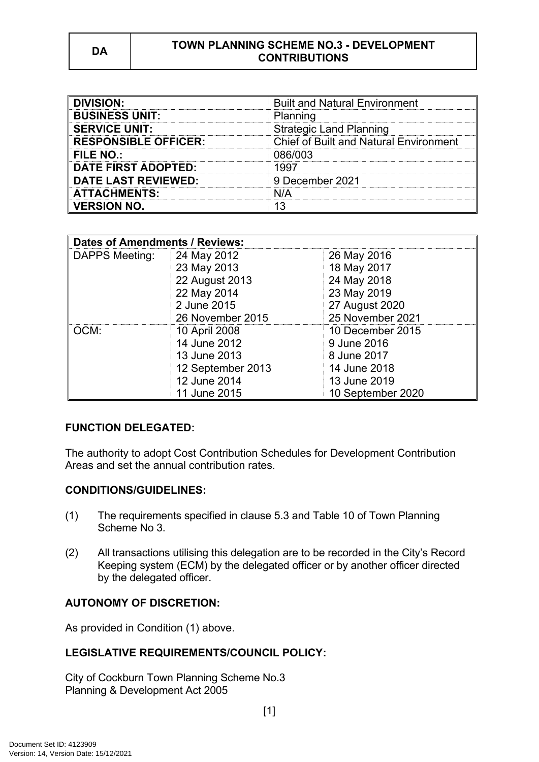| DA | TOWN PLANNING SCHEME NO.3 - DEVELOPMENT CONTRIBUTIONS |
|---|---|

| | |
|---|---|
| **DIVISION:** | Built and Natural Environment |
| **BUSINESS UNIT:** | Planning |
| **SERVICE UNIT:** | Strategic Land Planning |
| **RESPONSIBLE OFFICER:** | Chief of Built and Natural Environment |
| **FILE NO.:** | 086/003 |
| **DATE FIRST ADOPTED:** | 1997 |
| **DATE LAST REVIEWED:** | 9 December 2021 |
| **ATTACHMENTS:** | N/A |
| **VERSION NO.** | 13 |

| **Dates of Amendments / Reviews:** | | |
|---|---|---|
| DAPPS Meeting: | 24 May 2012<br>23 May 2013<br>22 August 2013<br>22 May 2014<br>2 June 2015<br>26 November 2015 | 26 May 2016<br>18 May 2017<br>24 May 2018<br>23 May 2019<br>27 August 2020<br>25 November 2021 |
| OCM: | 10 April 2008<br>14 June 2012<br>13 June 2013<br>12 September 2013<br>12 June 2014<br>11 June 2015 | 10 December 2015<br>9 June 2016<br>8 June 2017<br>14 June 2018<br>13 June 2019<br>10 September 2020 |

**FUNCTION DELEGATED:**

The authority to adopt Cost Contribution Schedules for Development Contribution Areas and set the annual contribution rates.

**CONDITIONS/GUIDELINES:**

(1) The requirements specified in clause 5.3 and Table 10 of Town Planning Scheme No 3.

(2) All transactions utilising this delegation are to be recorded in the City's Record Keeping system (ECM) by the delegated officer or by another officer directed by the delegated officer.

**AUTONOMY OF DISCRETION:**

As provided in Condition (1) above.

**LEGISLATIVE REQUIREMENTS/COUNCIL POLICY:**

City of Cockburn Town Planning Scheme No.3
Planning & Development Act 2005

Document Set ID: 4123909
Version: 14, Version Date: 15/12/2021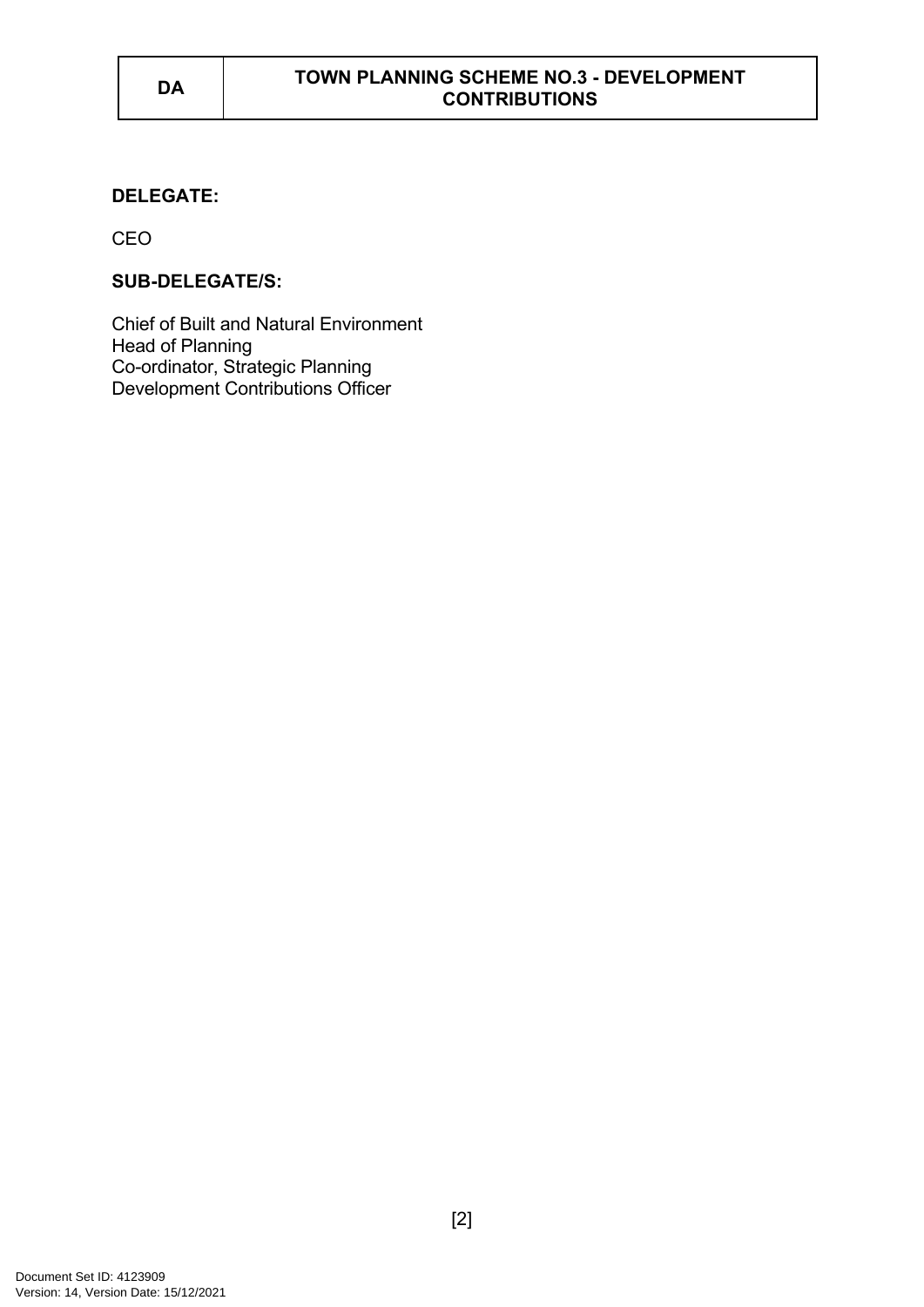| DA | TOWN PLANNING SCHEME NO.3 - DEVELOPMENT CONTRIBUTIONS |
|---|---|

**DELEGATE:**

CEO

**SUB-DELEGATE/S:**

Chief of Built and Natural Environment
Head of Planning
Co-ordinator, Strategic Planning
Development Contributions Officer